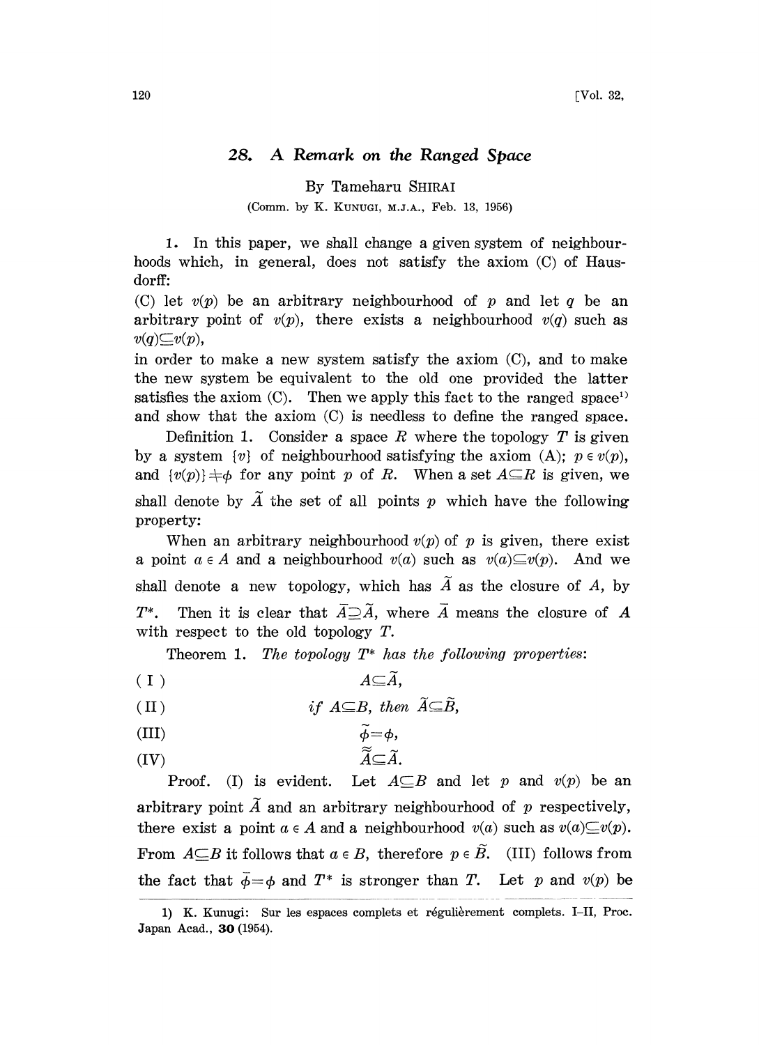# 28. A Remark on the Ranged Space

By Tameharu SHIRAI

(Comm. by K. KUNUGI, M.J.A., Feb. 13, 1956)

1. In this paper, we shall change a given system of neighbourhoods which, in general, does not satisfy the axiom (C) of Hausdorff:

(C) let $v(p)$ be an arbitrary neighbourhood of $p$ and let $q$ be an arbitrary point of $v(p)$, there exists a neighbourhood $v(q)$ such as $v(q) \subseteq v(p)$,

in order to make a new system satisfy the axiom (C), and to make the new system be equivalent to the old one provided the latter satisfies the axiom (C). Then we apply this fact to the ranged space[1] and show that the axiom (C) is needless to define the ranged space.

Definition 1. Consider a space $R$ where the topology $T$ is given by a system $\{v\}$ of neighbourhood satisfying the axiom (A); $p \in v(p)$, and $\{v(p)\} \neq \phi$ for any point $p$ of $R$. When a set $A \subseteq R$ is given, we shall denote by $\tilde{A}$ the set of all points $p$ which have the following property:

When an arbitrary neighbourhood $v(p)$ of $p$ is given, there exist a point $a \in A$ and a neighbourhood $v(a)$ such as $v(a) \subseteq v(p)$. And we shall denote a new topology, which has $\tilde{A}$ as the closure of $A$, by $T^*$. Then it is clear that $\bar{A} \supseteq \tilde{A}$, where $\bar{A}$ means the closure of $A$ with respect to the old topology $T$.

Theorem 1. *The topology $T^*$ has the following properties:*

(I) $$A \subseteq \tilde{A},$$

(II) $$\text{if } A \subseteq B, \text{ then } \tilde{A} \subseteq \tilde{B},$$

(III) $$\tilde{\phi} = \phi,$$

(IV) $$\tilde{\tilde{A}} \subseteq \tilde{A}.$$

Proof. (I) is evident. Let $A \subseteq B$ and let $p$ and $v(p)$ be an arbitrary point $\tilde{A}$ and an arbitrary neighbourhood of $p$ respectively, there exist a point $a \in A$ and a neighbourhood $v(a)$ such as $v(a) \subseteq v(p)$. From $A \subseteq B$ it follows that $a \in B$, therefore $p \in \tilde{B}$. (III) follows from the fact that $\bar{\phi} = \phi$ and $T^*$ is stronger than $T$. Let $p$ and $v(p)$ be

1) K. Kunugi: Sur les espaces complets et régulièrement complets. I–II, Proc. Japan Acad., **30** (1954).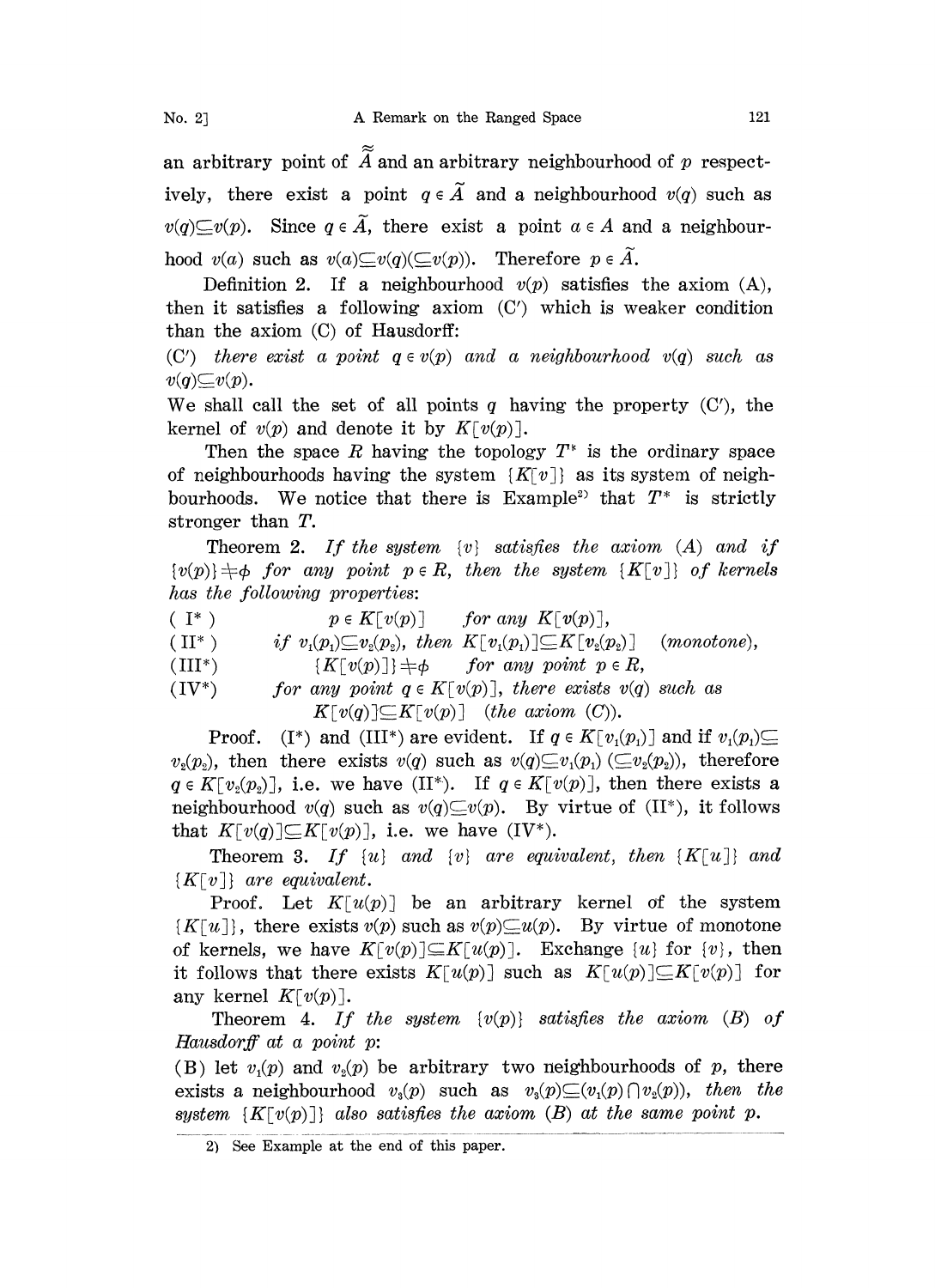an arbitrary point of $\tilde{\tilde{A}}$ and an arbitrary neighbourhood of $p$ respectively, there exist a point $q \in \tilde{A}$ and a neighbourhood $v(q)$ such as $v(q) \subseteq v(p)$. Since $q \in \tilde{A}$, there exist a point $a \in A$ and a neighbourhood $v(a)$ such as $v(a) \subseteq v(q) (\subseteq v(p))$. Therefore $p \in \tilde{A}$.

Definition 2. If a neighbourhood $v(p)$ satisfies the axiom (A), then it satisfies a following axiom (C′) which is weaker condition than the axiom (C) of Hausdorff:

(C′) *there exist a point $q \in v(p)$ and a neighbourhood $v(q)$ such as $v(q) \subseteq v(p)$.*

We shall call the set of all points $q$ having the property (C′), the kernel of $v(p)$ and denote it by $K[v(p)]$.

Then the space $R$ having the topology $T^*$ is the ordinary space of neighbourhoods having the system $\{K[v]\}$ as its system of neighbourhoods. We notice that there is Example[2] that $T^*$ is strictly stronger than $T$.

Theorem 2. *If the system $\{v\}$ satisfies the axiom (A) and if $\{v(p)\} \neq \phi$ for any point $p \in R$, then the system $\{K[v]\}$ of kernels has the following properties*:

(I*) $p \in K[v(p)]$ *for any* $K[v(p)]$,

(II*) *if* $v_1(p_1) \subseteq v_2(p_2)$, *then* $K[v_1(p_1)] \subseteq K[v_2(p_2)]$ (*monotone*),

(III*) $\{K[v(p)]\} \neq \phi$ *for any point* $p \in R$,

(IV*) *for any point* $q \in K[v(p)]$, *there exists* $v(q)$ *such as* $K[v(q)] \subseteq K[v(p)]$ (*the axiom (C)*).

Proof. (I*) and (III*) are evident. If $q \in K[v_1(p_1)]$ and if $v_1(p_1) \subseteq v_2(p_2)$, then there exists $v(q)$ such as $v(q) \subseteq v_1(p_1)$ $(\subseteq v_2(p_2))$, therefore $q \in K[v_2(p_2)]$, i.e. we have (II*). If $q \in K[v(p)]$, then there exists a neighbourhood $v(q)$ such as $v(q) \subseteq v(p)$. By virtue of (II*), it follows that $K[v(q)] \subseteq K[v(p)]$, i.e. we have (IV*).

Theorem 3. *If $\{u\}$ and $\{v\}$ are equivalent, then $\{K[u]\}$ and $\{K[v]\}$ are equivalent.*

Proof. Let $K[u(p)]$ be an arbitrary kernel of the system $\{K[u]\}$, there exists $v(p)$ such as $v(p) \subseteq u(p)$. By virtue of monotone of kernels, we have $K[v(p)] \subseteq K[u(p)]$. Exchange $\{u\}$ for $\{v\}$, then it follows that there exists $K[u(p)]$ such as $K[u(p)] \subseteq K[v(p)]$ for any kernel $K[v(p)]$.

Theorem 4. *If the system $\{v(p)\}$ satisfies the axiom (B) of Hausdorff at a point $p$:*

(B) let $v_1(p)$ and $v_2(p)$ be arbitrary two neighbourhoods of $p$, there exists a neighbourhood $v_3(p)$ such as $v_3(p) \subseteq (v_1(p) \cap v_2(p))$, *then the system $\{K[v(p)]\}$ also satisfies the axiom (B) at the same point $p$.*

---

2) See Example at the end of this paper.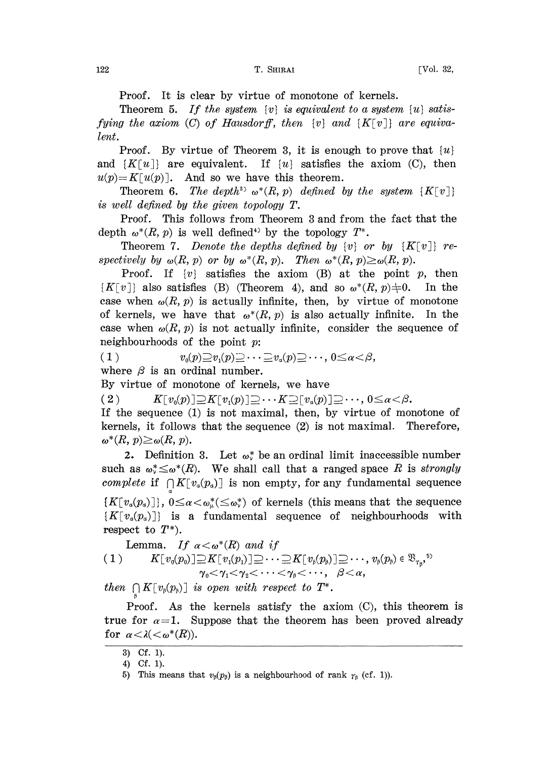Proof. It is clear by virtue of monotone of kernels.

Theorem 5. *If the system $\{v\}$ is equivalent to a system $\{u\}$ satisfying the axiom (C) of Hausdorff, then $\{v\}$ and $\{K[v]\}$ are equivalent.*

Proof. By virtue of Theorem 3, it is enough to prove that $\{u\}$ and $\{K[u]\}$ are equivalent. If $\{u\}$ satisfies the axiom (C), then $u(p)=K[u(p)]$. And so we have this theorem.

Theorem 6. *The depth*[3] $\omega^*(R, p)$ *defined by the system $\{K[v]\}$ is well defined by the given topology $T$.*

Proof. This follows from Theorem 3 and from the fact that the depth $\omega^*(R, p)$ is well defined[4] by the topology $T^*$.

Theorem 7. *Denote the depths defined by $\{v\}$ or by $\{K[v]\}$ respectively by $\omega(R, p)$ or by $\omega^*(R, p)$. Then $\omega^*(R, p)\geq\omega(R, p)$.*

Proof. If $\{v\}$ satisfies the axiom (B) at the point $p$, then $\{K[v]\}$ also satisfies (B) (Theorem 4), and so $\omega^*(R, p)\neq 0$. In the case when $\omega(R, p)$ is actually infinite, then, by virtue of monotone of kernels, we have that $\omega^*(R, p)$ is also actually infinite. In the case when $\omega(R, p)$ is not actually infinite, consider the sequence of neighbourhoods of the point $p$:

$$(1) \qquad v_0(p)\supseteq v_1(p)\supseteq\cdots\supseteq v_\alpha(p)\supseteq\cdots,\ 0\leq\alpha<\beta,$$

where $\beta$ is an ordinal number.

By virtue of monotone of kernels, we have

$$(2) \qquad K[v_0(p)]\supseteq K[v_1(p)]\supseteq\cdots K\supseteq[v_\alpha(p)]\supseteq\cdots,\ 0\leq\alpha<\beta.$$

If the sequence (1) is not maximal, then, by virtue of monotone of kernels, it follows that the sequence (2) is not maximal. Therefore, $\omega^*(R, p)\geq\omega(R, p)$.

**2.** Definition 3. Let $\omega_\nu^*$ be an ordinal limit inaccessible number such as $\omega_\nu^*\leq\omega^*(R)$. We shall call that a ranged space $R$ is *strongly complete* if $\bigcap_\alpha K[v_\alpha(p_\alpha)]$ is non empty, for any fundamental sequence $\{K[v_\alpha(p_\alpha)]\}$, $0\leq\alpha<\omega_\mu^*(\leq\omega_\nu^*)$ of kernels (this means that the sequence $\{K[v_\alpha(p_\alpha)]\}$ is a fundamental sequence of neighbourhoods with respect to $T^*$).

Lemma. *If $\alpha<\omega^*(R)$ and if*

$$(1) \qquad K[v_0(p_0)]\supseteq K[v_1(p_1)]\supseteq\cdots\supseteq K[v_\beta(p_\beta)]\supseteq\cdots,\ v_\beta(p_\beta)\in\mathfrak{B}_{\gamma_\beta},^{5)}$$
$$\gamma_0<\gamma_1<\gamma_2<\cdots<\gamma_\beta<\cdots,\quad \beta<\alpha,$$

*then $\bigcap_\beta K[v_\beta(p_\beta)]$ is open with respect to $T^*$.*

Proof. As the kernels satisfy the axiom (C), this theorem is true for $\alpha=1$. Suppose that the theorem has been proved already for $\alpha<\lambda(<\omega^*(R))$.

---

3) Cf. 1).

4) Cf. 1).

5) This means that $v_\beta(p_\beta)$ is a neighbourhood of rank $\gamma_\beta$ (cf. 1)).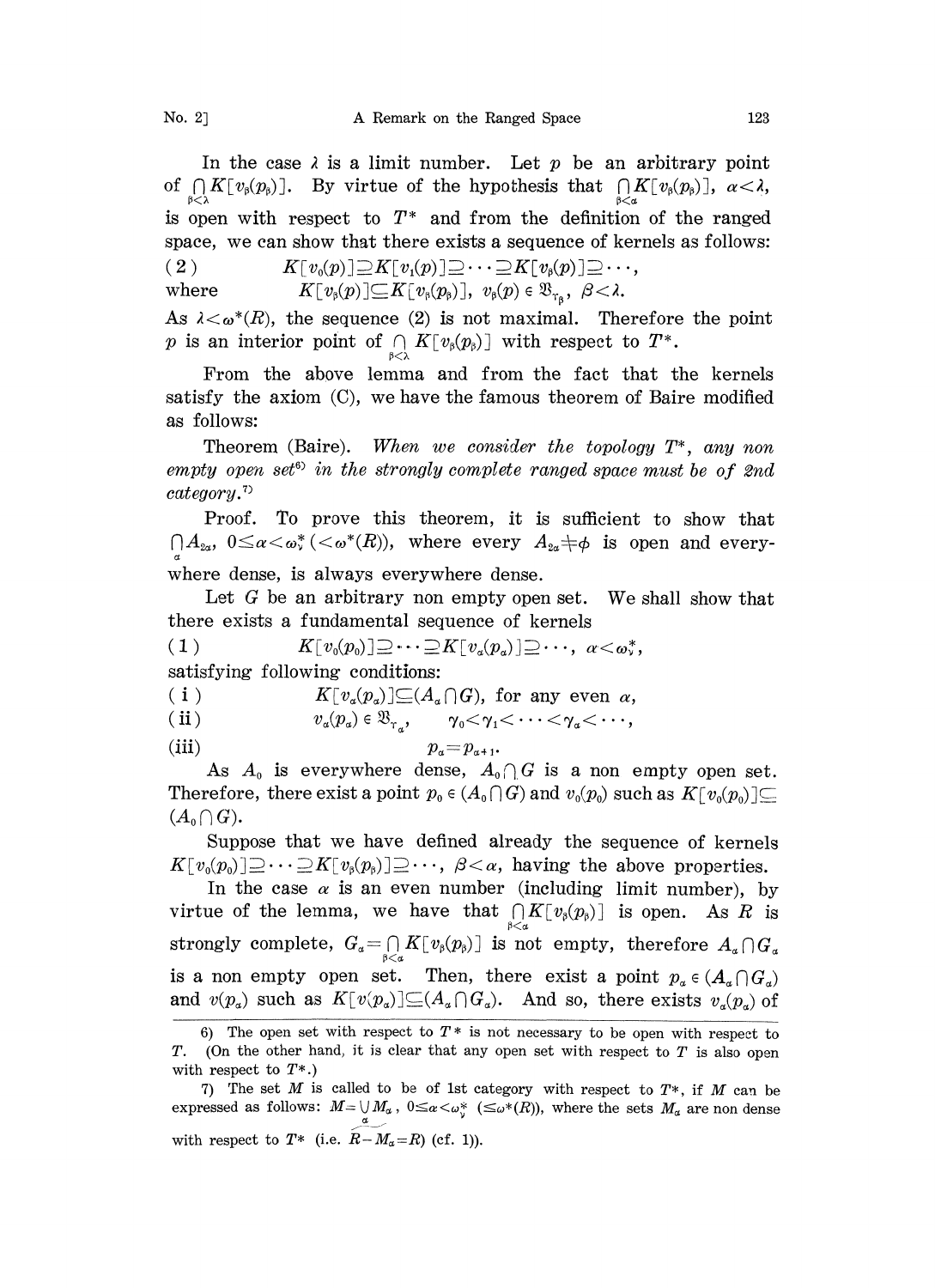In the case $\lambda$ is a limit number. Let $p$ be an arbitrary point of $\bigcap_{\beta<\lambda} K[v_\beta(p_\beta)]$. By virtue of the hypothesis that $\bigcap_{\beta<\alpha} K[v_\beta(p_\beta)]$, $\alpha<\lambda$, is open with respect to $T^*$ and from the definition of the ranged space, we can show that there exists a sequence of kernels as follows:

$$(2) \qquad K[v_0(p)] \supseteq K[v_1(p)] \supseteq \cdots \supseteq K[v_\beta(p)] \supseteq \cdots,$$

where $\quad K[v_\beta(p)] \subseteq K[v_\beta(p_\beta)],\ v_\beta(p) \in \mathfrak{B}_{\gamma_\beta},\ \beta<\lambda.$

As $\lambda<\omega^*(R)$, the sequence (2) is not maximal. Therefore the point $p$ is an interior point of $\bigcap_{\beta<\lambda} K[v_\beta(p_\beta)]$ with respect to $T^*$.

From the above lemma and from the fact that the kernels satisfy the axiom (C), we have the famous theorem of Baire modified as follows:

Theorem (Baire). *When we consider the topology $T^*$, any non empty open set*[6] *in the strongly complete ranged space must be of 2nd category.*[7]

Proof. To prove this theorem, it is sufficient to show that $\bigcap_\alpha A_{2\alpha}$, $0\leq\alpha<\omega_\nu^*$ $(<\omega^*(R))$, where every $A_{2\alpha}\neq\phi$ is open and everywhere dense, is always everywhere dense.

Let $G$ be an arbitrary non empty open set. We shall show that there exists a fundamental sequence of kernels

$$(1) \qquad K[v_0(p_0)] \supseteq \cdots \supseteq K[v_\alpha(p_\alpha)] \supseteq \cdots,\ \alpha<\omega_\nu^*,$$

satisfying following conditions:

(i) $\qquad K[v_\alpha(p_\alpha)] \subseteq (A_\alpha \cap G)$, for any even $\alpha$,

(ii) $\qquad v_\alpha(p_\alpha) \in \mathfrak{B}_{\gamma_\alpha}, \qquad \gamma_0<\gamma_1<\cdots<\gamma_\alpha<\cdots,$

(iii) $\qquad p_\alpha = p_{\alpha+1}.$

As $A_0$ is everywhere dense, $A_0 \cap G$ is a non empty open set. Therefore, there exist a point $p_0 \in (A_0 \cap G)$ and $v_0(p_0)$ such as $K[v_0(p_0)] \subseteq (A_0 \cap G)$.

Suppose that we have defined already the sequence of kernels $K[v_0(p_0)] \supseteq \cdots \supseteq K[v_\beta(p_\beta)] \supseteq \cdots$, $\beta<\alpha$, having the above properties.

In the case $\alpha$ is an even number (including limit number), by virtue of the lemma, we have that $\bigcap_{\beta<\alpha} K[v_\beta(p_\beta)]$ is open. As $R$ is strongly complete, $G_\alpha = \bigcap_{\beta<\alpha} K[v_\beta(p_\beta)]$ is not empty, therefore $A_\alpha \cap G_\alpha$ is a non empty open set. Then, there exist a point $p_\alpha \in (A_\alpha \cap G_\alpha)$ and $v(p_\alpha)$ such as $K[v(p_\alpha)] \subseteq (A_\alpha \cap G_\alpha)$. And so, there exists $v_\alpha(p_\alpha)$ of

---

6) The open set with respect to $T^*$ is not necessary to be open with respect to $T$. (On the other hand, it is clear that any open set with respect to $T$ is also open with respect to $T^*$.)

7) The set $M$ is called to be of 1st category with respect to $T^*$, if $M$ can be expressed as follows: $M = \bigcup_\alpha M_\alpha$, $0\leq\alpha<\omega_\nu^*$ $(\leq\omega^*(R))$, where the sets $M_\alpha$ are non dense with respect to $T^*$ (i.e. $\overline{R-\overline{M_\alpha}}=R$) (cf. 1)).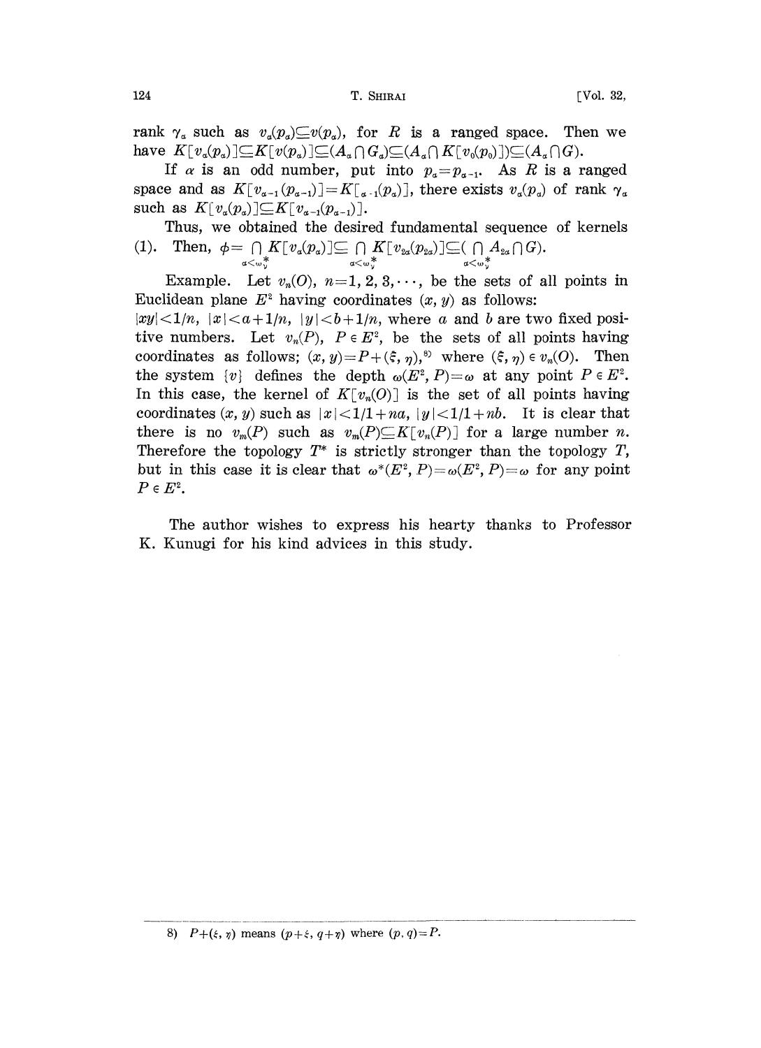rank $\gamma_\alpha$ such as $v_\alpha(p_\alpha) \subseteq v(p_\alpha)$, for $R$ is a ranged space. Then we have $K[v_\alpha(p_\alpha)] \subseteq K[v(p_\alpha)] \subseteq (A_\alpha \cap G_\alpha) \subseteq (A_\alpha \cap K[v_0(p_0)]) \subseteq (A_\alpha \cap G)$.

If $\alpha$ is an odd number, put into $p_\alpha = p_{\alpha-1}$. As $R$ is a ranged space and as $K[v_{\alpha-1}(p_{\alpha-1})] = K[_{\alpha-1}(p_\alpha)]$, there exists $v_\alpha(p_\alpha)$ of rank $\gamma_\alpha$ such as $K[v_\alpha(p_\alpha)] \subseteq K[v_{\alpha-1}(p_{\alpha-1})]$.

Thus, we obtained the desired fundamental sequence of kernels (1). Then, $\phi = \bigcap_{\alpha < \omega_\nu^*} K[v_\alpha(p_\alpha)] \subseteq \bigcap_{\alpha < \omega_\nu^*} K[v_{2\alpha}(p_{2\alpha})] \subseteq (\bigcap_{\alpha < \omega_\nu^*} A_{2\alpha} \cap G)$.

Example. Let $v_n(O)$, $n = 1, 2, 3, \cdots$, be the sets of all points in Euclidean plane $E^2$ having coordinates $(x, y)$ as follows:
$|xy| < 1/n$, $|x| < a + 1/n$, $|y| < b + 1/n$, where $a$ and $b$ are two fixed positive numbers. Let $v_n(P)$, $P \in E^2$, be the sets of all points having coordinates as follows; $(x, y) = P + (\xi, \eta)$,[8] where $(\xi, \eta) \in v_n(O)$. Then the system $\{v\}$ defines the depth $\omega(E^2, P) = \omega$ at any point $P \in E^2$. In this case, the kernel of $K[v_n(O)]$ is the set of all points having coordinates $(x, y)$ such as $|x| < 1/1 + na$, $|y| < 1/1 + nb$. It is clear that there is no $v_m(P)$ such as $v_m(P) \subseteq K[v_n(P)]$ for a large number $n$. Therefore the topology $T^*$ is strictly stronger than the topology $T$, but in this case it is clear that $\omega^*(E^2, P) = \omega(E^2, P) = \omega$ for any point $P \in E^2$.

The author wishes to express his hearty thanks to Professor K. Kunugi for his kind advices in this study.

8) $P + (\xi, \eta)$ means $(p + \xi, q + \eta)$ where $(p, q) = P$.